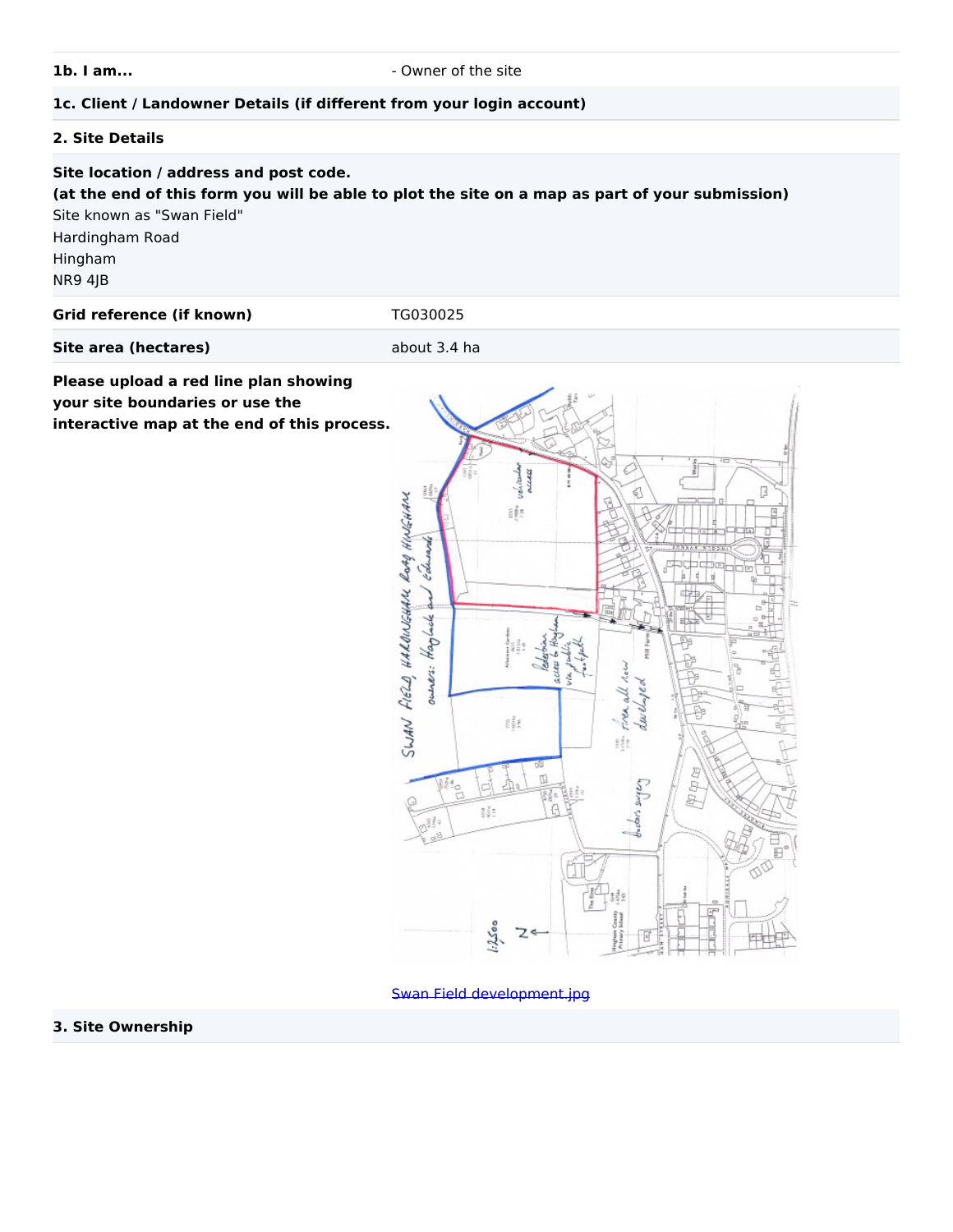**1b. I am...** - Owner of the site

**1c. Client / Landowner Details (if different from your login account)**

**2. Site Details**

**Site location / address and post code.**
**(at the end of this form you will be able to plot the site on a map as part of your submission)**
Site known as "Swan Field"
Hardingham Road
Hingham
NR9 4JB

| | |
|---|---|
| **Grid reference (if known)** | TG030025 |
| **Site area (hectares)** | about 3.4 ha |

**Please upload a red line plan showing your site boundaries or use the interactive map at the end of this process.**

Swan Field development.jpg

**3. Site Ownership**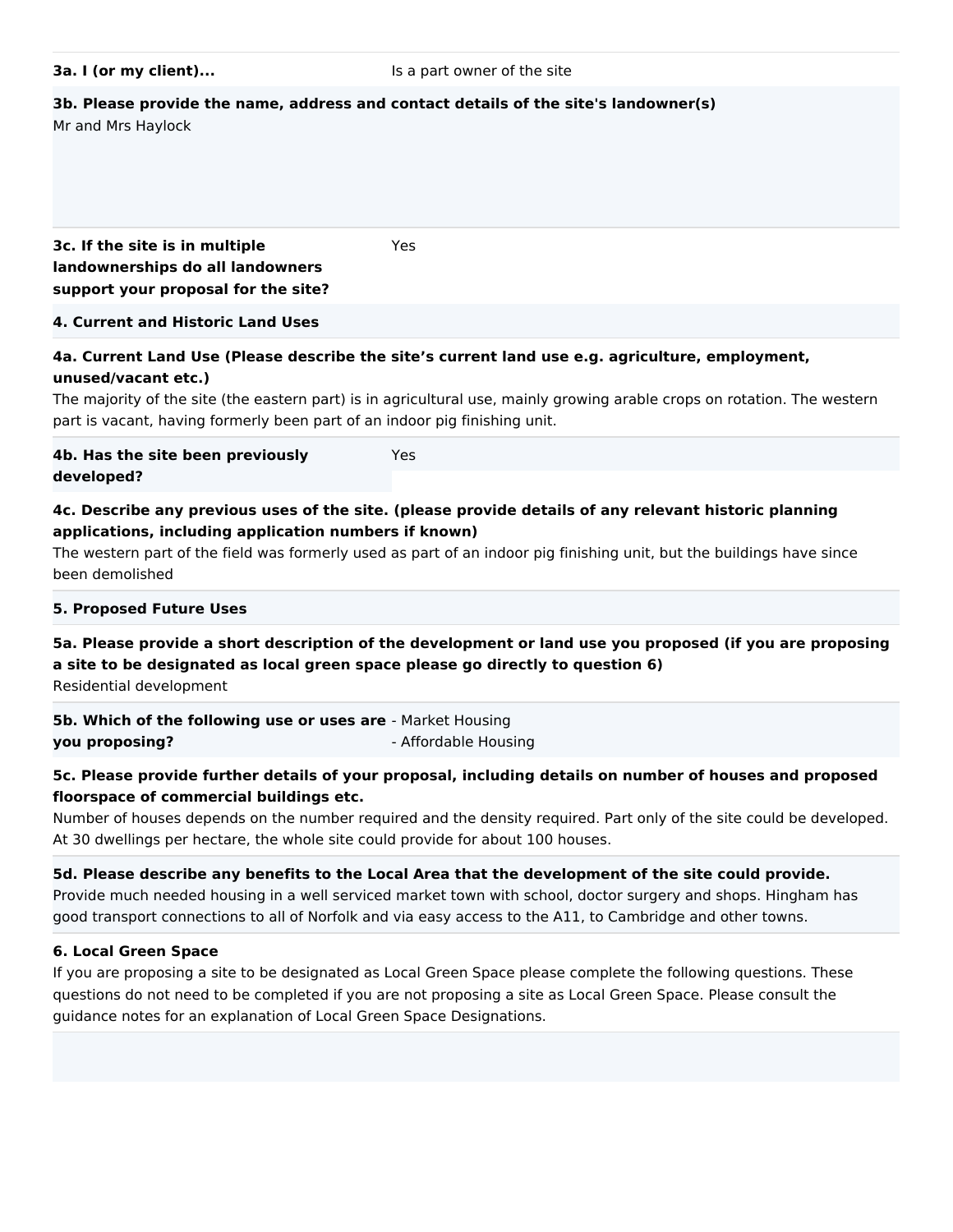**3a. I (or my client)...** Is a part owner of the site

**3b. Please provide the name, address and contact details of the site's landowner(s)**

Mr and Mrs Haylock

**3c. If the site is in multiple landownerships do all landowners support your proposal for the site?** Yes

## 4. Current and Historic Land Uses

**4a. Current Land Use (Please describe the site's current land use e.g. agriculture, employment, unused/vacant etc.)**

The majority of the site (the eastern part) is in agricultural use, mainly growing arable crops on rotation. The western part is vacant, having formerly been part of an indoor pig finishing unit.

**4b. Has the site been previously developed?** Yes

**4c. Describe any previous uses of the site. (please provide details of any relevant historic planning applications, including application numbers if known)**

The western part of the field was formerly used as part of an indoor pig finishing unit, but the buildings have since been demolished

## 5. Proposed Future Uses

**5a. Please provide a short description of the development or land use you proposed (if you are proposing a site to be designated as local green space please go directly to question 6)**

Residential development

**5b. Which of the following use or uses are you proposing?**

- Market Housing
- Affordable Housing

**5c. Please provide further details of your proposal, including details on number of houses and proposed floorspace of commercial buildings etc.**

Number of houses depends on the number required and the density required. Part only of the site could be developed. At 30 dwellings per hectare, the whole site could provide for about 100 houses.

**5d. Please describe any benefits to the Local Area that the development of the site could provide.**

Provide much needed housing in a well serviced market town with school, doctor surgery and shops. Hingham has good transport connections to all of Norfolk and via easy access to the A11, to Cambridge and other towns.

## 6. Local Green Space

If you are proposing a site to be designated as Local Green Space please complete the following questions. These questions do not need to be completed if you are not proposing a site as Local Green Space. Please consult the guidance notes for an explanation of Local Green Space Designations.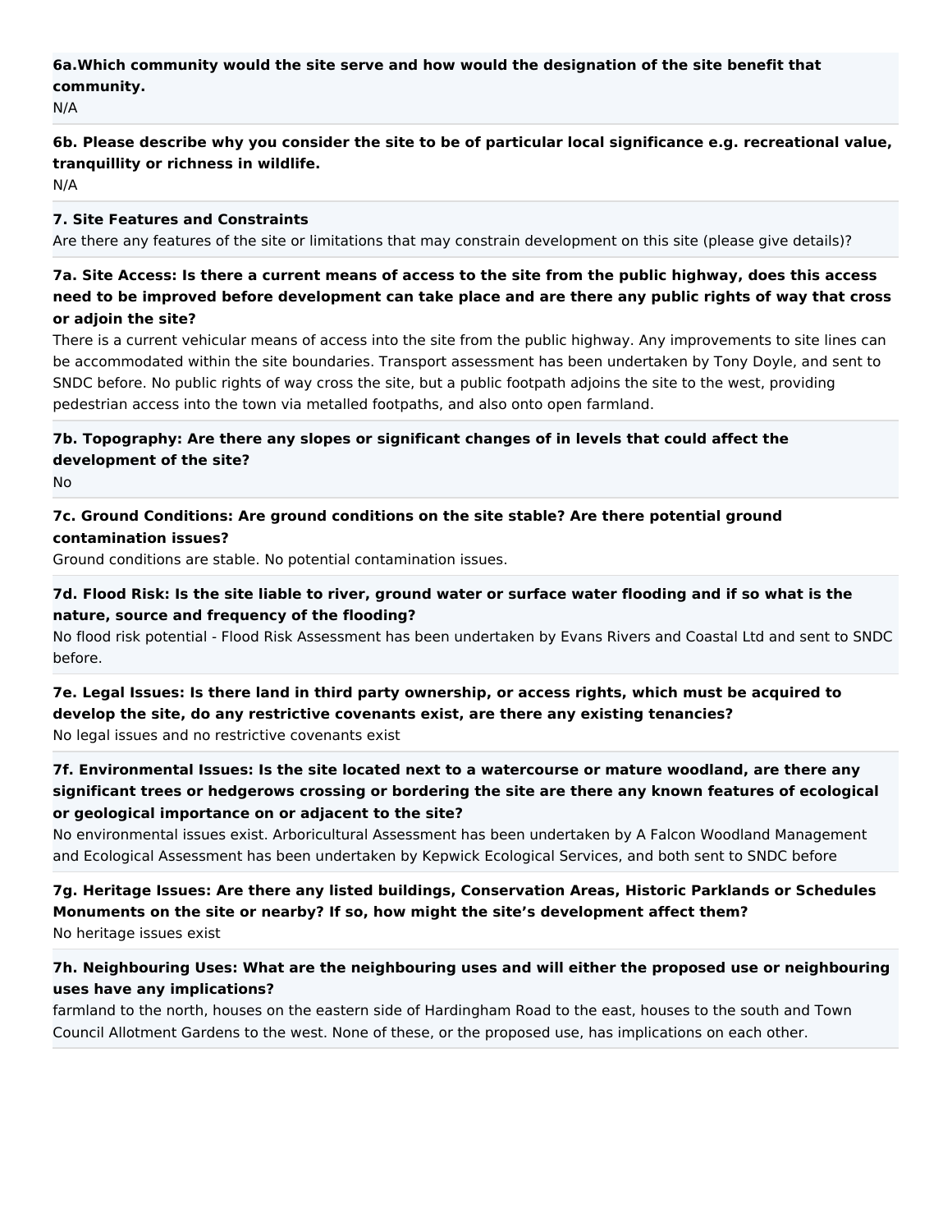**6a.Which community would the site serve and how would the designation of the site benefit that community.**

N/A

**6b. Please describe why you consider the site to be of particular local significance e.g. recreational value, tranquillity or richness in wildlife.**

N/A

**7. Site Features and Constraints**

Are there any features of the site or limitations that may constrain development on this site (please give details)?

**7a. Site Access: Is there a current means of access to the site from the public highway, does this access need to be improved before development can take place and are there any public rights of way that cross or adjoin the site?**

There is a current vehicular means of access into the site from the public highway. Any improvements to site lines can be accommodated within the site boundaries. Transport assessment has been undertaken by Tony Doyle, and sent to SNDC before. No public rights of way cross the site, but a public footpath adjoins the site to the west, providing pedestrian access into the town via metalled footpaths, and also onto open farmland.

**7b. Topography: Are there any slopes or significant changes of in levels that could affect the development of the site?**

No

**7c. Ground Conditions: Are ground conditions on the site stable? Are there potential ground contamination issues?**

Ground conditions are stable. No potential contamination issues.

**7d. Flood Risk: Is the site liable to river, ground water or surface water flooding and if so what is the nature, source and frequency of the flooding?**

No flood risk potential - Flood Risk Assessment has been undertaken by Evans Rivers and Coastal Ltd and sent to SNDC before.

**7e. Legal Issues: Is there land in third party ownership, or access rights, which must be acquired to develop the site, do any restrictive covenants exist, are there any existing tenancies?**

No legal issues and no restrictive covenants exist

**7f. Environmental Issues: Is the site located next to a watercourse or mature woodland, are there any significant trees or hedgerows crossing or bordering the site are there any known features of ecological or geological importance on or adjacent to the site?**

No environmental issues exist. Arboricultural Assessment has been undertaken by A Falcon Woodland Management and Ecological Assessment has been undertaken by Kepwick Ecological Services, and both sent to SNDC before

**7g. Heritage Issues: Are there any listed buildings, Conservation Areas, Historic Parklands or Schedules Monuments on the site or nearby? If so, how might the site's development affect them?**

No heritage issues exist

**7h. Neighbouring Uses: What are the neighbouring uses and will either the proposed use or neighbouring uses have any implications?**

farmland to the north, houses on the eastern side of Hardingham Road to the east, houses to the south and Town Council Allotment Gardens to the west. None of these, or the proposed use, has implications on each other.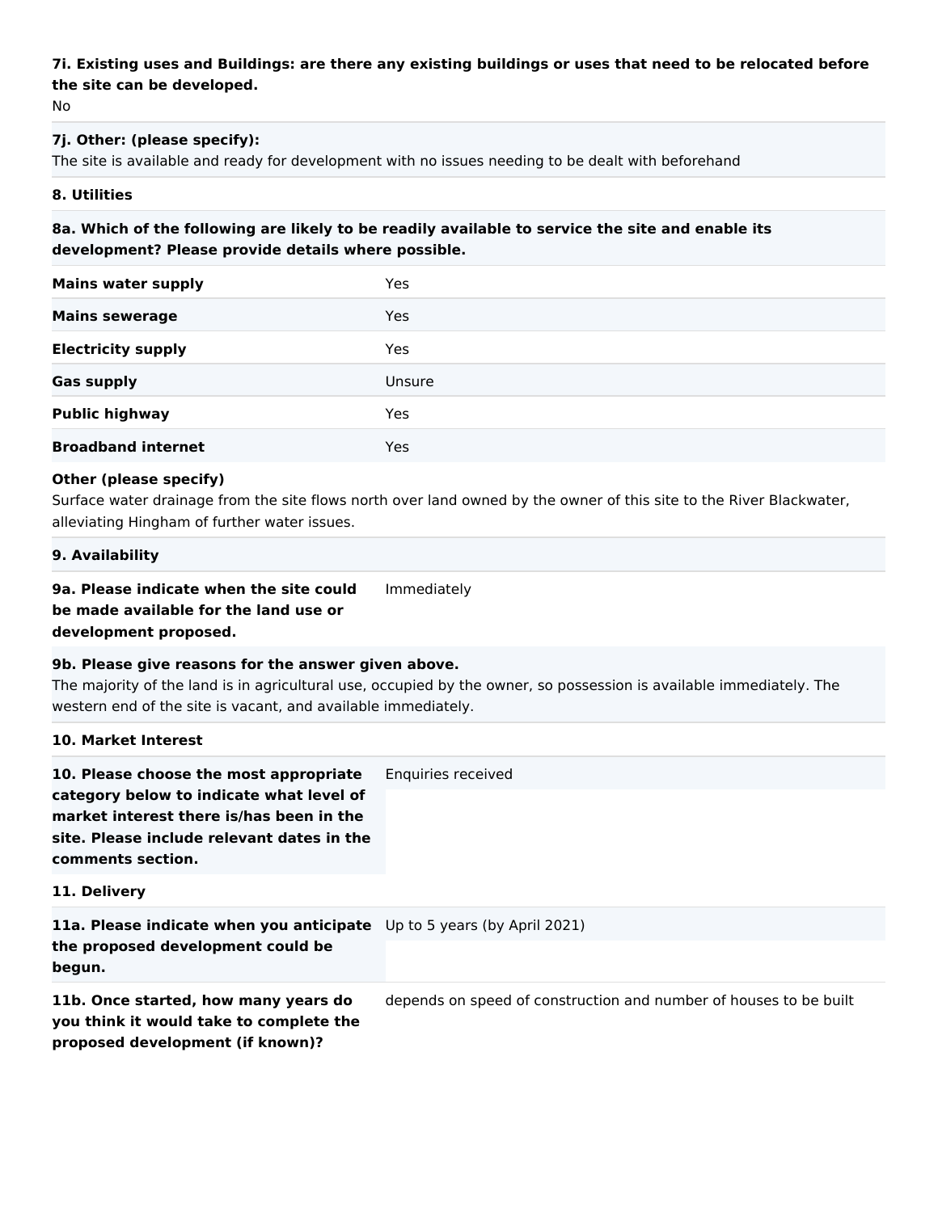**7i. Existing uses and Buildings: are there any existing buildings or uses that need to be relocated before the site can be developed.**

No

**7j. Other: (please specify):**

The site is available and ready for development with no issues needing to be dealt with beforehand

## 8. Utilities

**8a. Which of the following are likely to be readily available to service the site and enable its development? Please provide details where possible.**

| | |
|---|---|
| **Mains water supply** | Yes |
| **Mains sewerage** | Yes |
| **Electricity supply** | Yes |
| **Gas supply** | Unsure |
| **Public highway** | Yes |
| **Broadband internet** | Yes |

**Other (please specify)**

Surface water drainage from the site flows north over land owned by the owner of this site to the River Blackwater, alleviating Hingham of further water issues.

## 9. Availability

| | |
|---|---|
| **9a. Please indicate when the site could be made available for the land use or development proposed.** | Immediately |

**9b. Please give reasons for the answer given above.**

The majority of the land is in agricultural use, occupied by the owner, so possession is available immediately. The western end of the site is vacant, and available immediately.

## 10. Market Interest

| | |
|---|---|
| **10. Please choose the most appropriate category below to indicate what level of market interest there is/has been in the site. Please include relevant dates in the comments section.** | Enquiries received |

## 11. Delivery

| | |
|---|---|
| **11a. Please indicate when you anticipate the proposed development could be begun.** | Up to 5 years (by April 2021) |
| **11b. Once started, how many years do you think it would take to complete the proposed development (if known)?** | depends on speed of construction and number of houses to be built |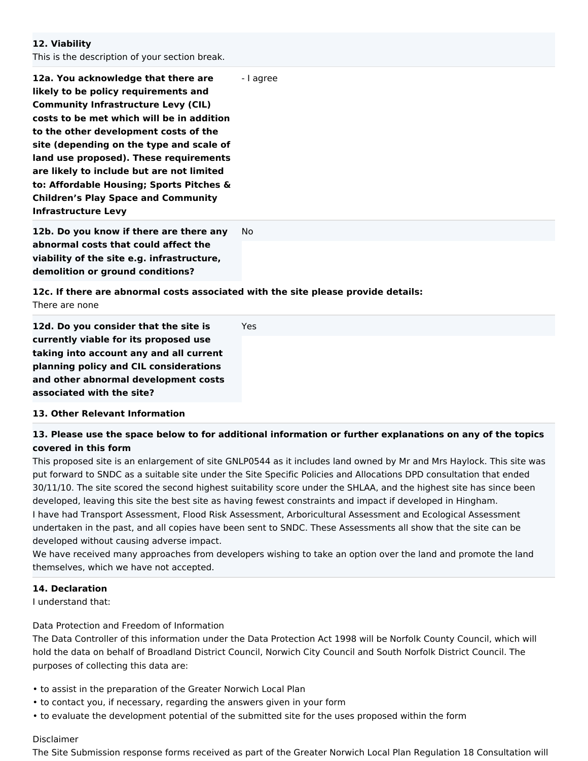**12. Viability**

This is the description of your section break.

| | |
|---|---|
| **12a. You acknowledge that there are likely to be policy requirements and Community Infrastructure Levy (CIL) costs to be met which will be in addition to the other development costs of the site (depending on the type and scale of land use proposed). These requirements are likely to include but are not limited to: Affordable Housing; Sports Pitches & Children's Play Space and Community Infrastructure Levy** | - I agree |
| **12b. Do you know if there are there any abnormal costs that could affect the viability of the site e.g. infrastructure, demolition or ground conditions?** | No |

**12c. If there are abnormal costs associated with the site please provide details:**

There are none

| | |
|---|---|
| **12d. Do you consider that the site is currently viable for its proposed use taking into account any and all current planning policy and CIL considerations and other abnormal development costs associated with the site?** | Yes |

**13. Other Relevant Information**

**13. Please use the space below to for additional information or further explanations on any of the topics covered in this form**

This proposed site is an enlargement of site GNLP0544 as it includes land owned by Mr and Mrs Haylock. This site was put forward to SNDC as a suitable site under the Site Specific Policies and Allocations DPD consultation that ended 30/11/10. The site scored the second highest suitability score under the SHLAA, and the highest site has since been developed, leaving this site the best site as having fewest constraints and impact if developed in Hingham.

I have had Transport Assessment, Flood Risk Assessment, Arboricultural Assessment and Ecological Assessment undertaken in the past, and all copies have been sent to SNDC. These Assessments all show that the site can be developed without causing adverse impact.

We have received many approaches from developers wishing to take an option over the land and promote the land themselves, which we have not accepted.

**14. Declaration**

I understand that:

Data Protection and Freedom of Information

The Data Controller of this information under the Data Protection Act 1998 will be Norfolk County Council, which will hold the data on behalf of Broadland District Council, Norwich City Council and South Norfolk District Council. The purposes of collecting this data are:

- to assist in the preparation of the Greater Norwich Local Plan
- to contact you, if necessary, regarding the answers given in your form
- to evaluate the development potential of the submitted site for the uses proposed within the form

Disclaimer

The Site Submission response forms received as part of the Greater Norwich Local Plan Regulation 18 Consultation will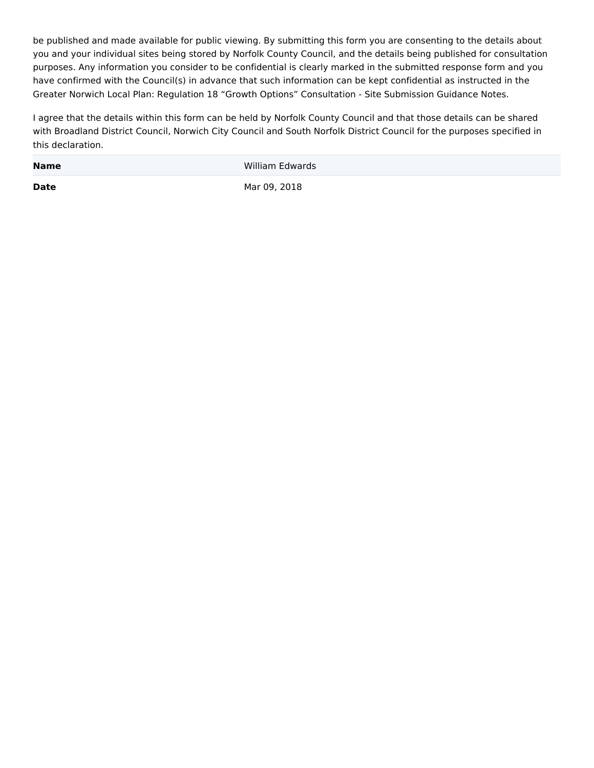be published and made available for public viewing. By submitting this form you are consenting to the details about you and your individual sites being stored by Norfolk County Council, and the details being published for consultation purposes. Any information you consider to be confidential is clearly marked in the submitted response form and you have confirmed with the Council(s) in advance that such information can be kept confidential as instructed in the Greater Norwich Local Plan: Regulation 18 “Growth Options” Consultation - Site Submission Guidance Notes.

I agree that the details within this form can be held by Norfolk County Council and that those details can be shared with Broadland District Council, Norwich City Council and South Norfolk District Council for the purposes specified in this declaration.

| | |
|---|---|
| **Name** | William Edwards |
| **Date** | Mar 09, 2018 |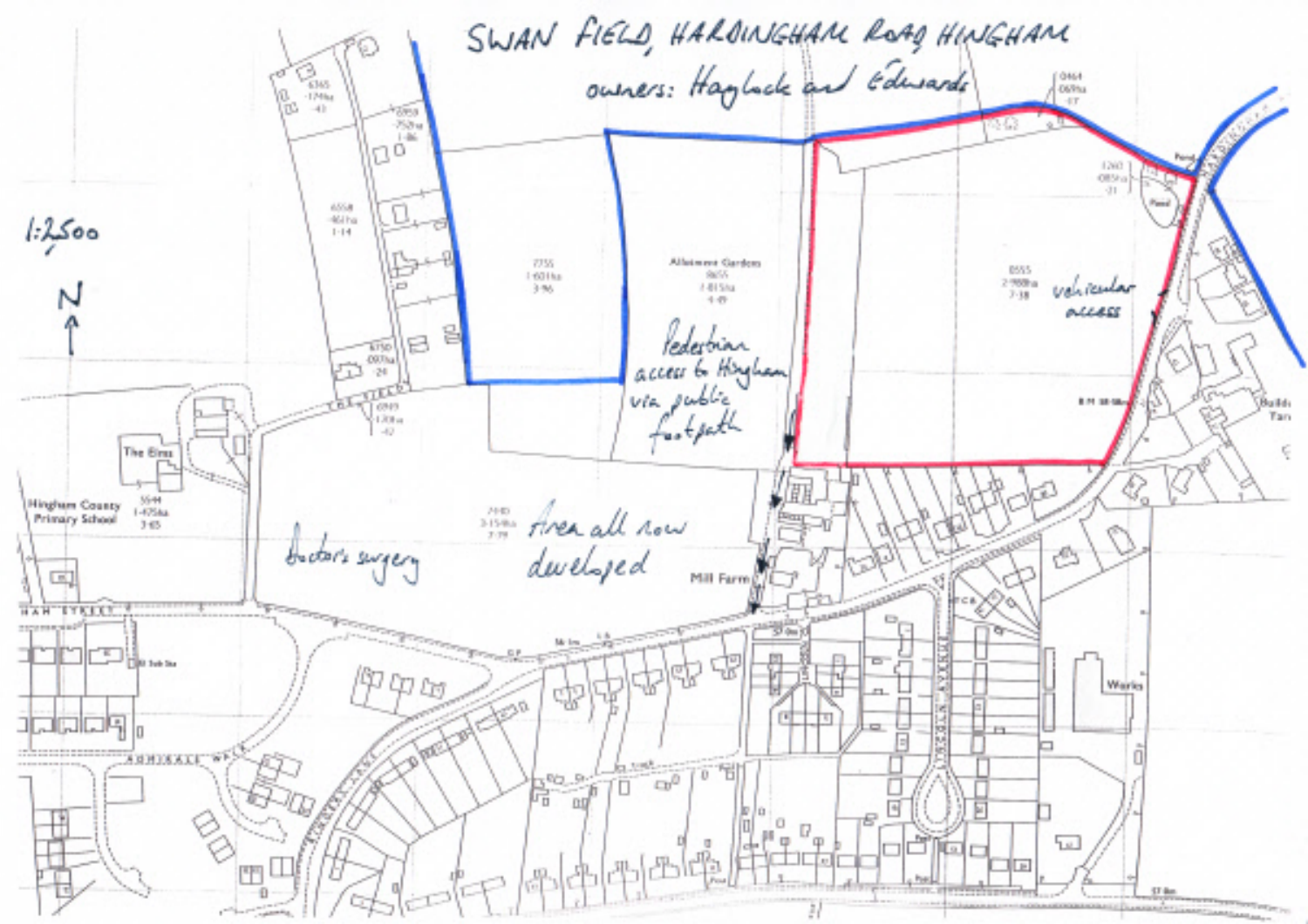# SWAN FIELD, HARDINGHAM ROAD HINGHAM

owners: Haylock and Edwards

1:2500

N

Allotment Gardens

Pedestrian access to Hingham via public footpath

vehicular access

Area all now developed

Doctors surgery

The Elms

Hingham County Primary School

Mill Farm

Works